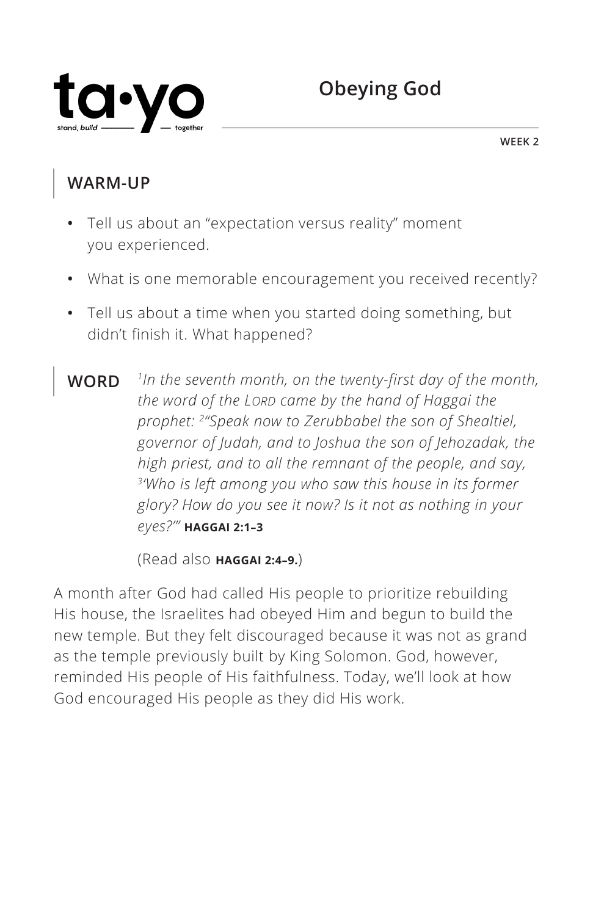ta•yo
stand, build — together

# Obeying God

**WEEK 2**

## WARM-UP

- Tell us about an "expectation versus reality" moment you experienced.
- What is one memorable encouragement you received recently?
- Tell us about a time when you started doing something, but didn't finish it. What happened?

## WORD

*[1]In the seventh month, on the twenty-first day of the month, the word of the LORD came by the hand of Haggai the prophet: [2]"Speak now to Zerubbabel the son of Shealtiel, governor of Judah, and to Joshua the son of Jehozadak, the high priest, and to all the remnant of the people, and say, [3]'Who is left among you who saw this house in its former glory? How do you see it now? Is it not as nothing in your eyes?'"* **HAGGAI 2:1–3**

(Read also **HAGGAI 2:4–9.**)

A month after God had called His people to prioritize rebuilding His house, the Israelites had obeyed Him and begun to build the new temple. But they felt discouraged because it was not as grand as the temple previously built by King Solomon. God, however, reminded His people of His faithfulness. Today, we'll look at how God encouraged His people as they did His work.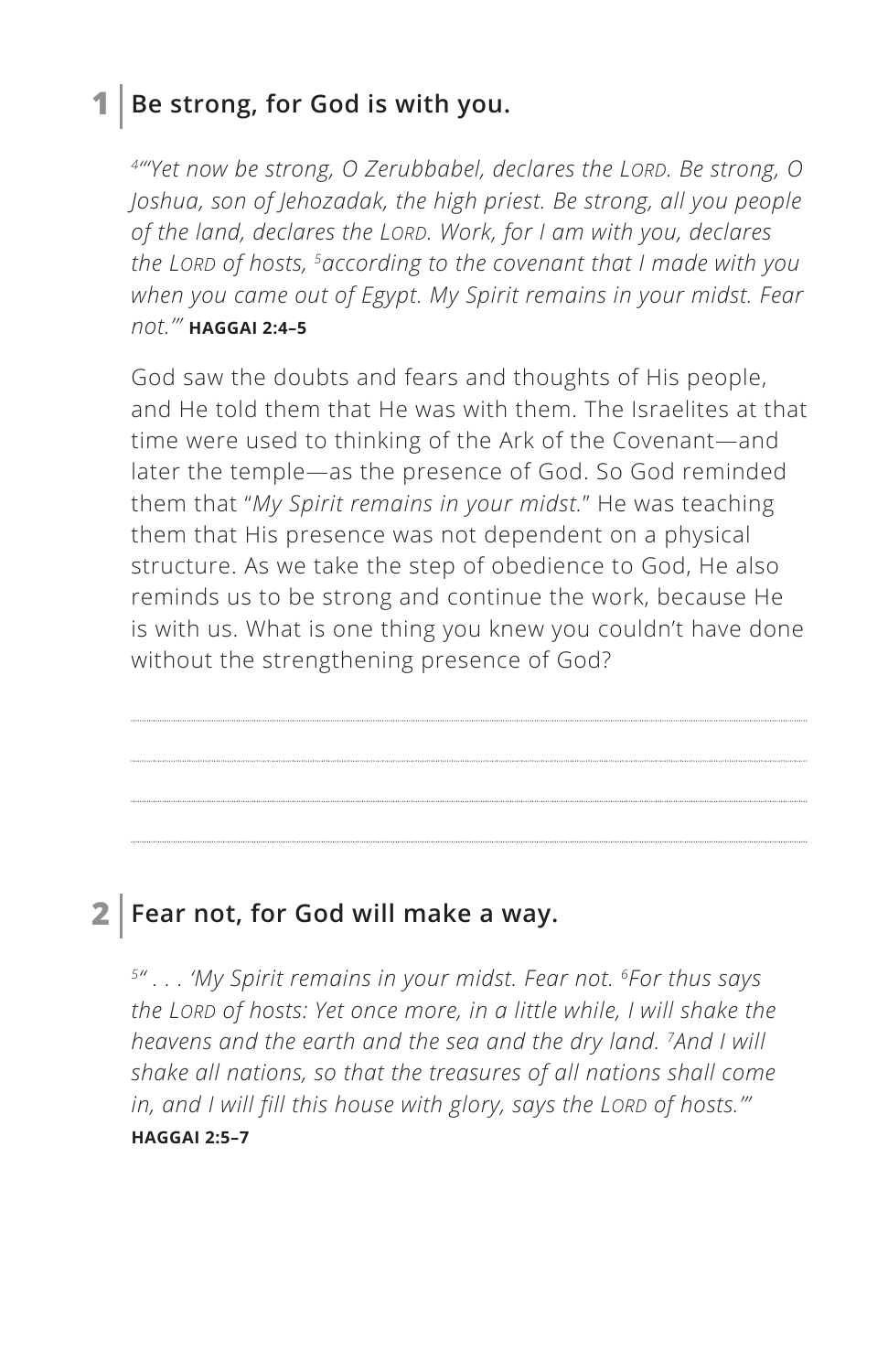## 1 | Be strong, for God is with you.

*[4]"'Yet now be strong, O Zerubbabel, declares the LORD. Be strong, O Joshua, son of Jehozadak, the high priest. Be strong, all you people of the land, declares the LORD. Work, for I am with you, declares the LORD of hosts, [5]according to the covenant that I made with you when you came out of Egypt. My Spirit remains in your midst. Fear not.'"* **HAGGAI 2:4–5**

God saw the doubts and fears and thoughts of His people, and He told them that He was with them. The Israelites at that time were used to thinking of the Ark of the Covenant—and later the temple—as the presence of God. So God reminded them that "*My Spirit remains in your midst.*" He was teaching them that His presence was not dependent on a physical structure. As we take the step of obedience to God, He also reminds us to be strong and continue the work, because He is with us. What is one thing you knew you couldn't have done without the strengthening presence of God?

## 2 | Fear not, for God will make a way.

*[5]" . . . 'My Spirit remains in your midst. Fear not. [6]For thus says the LORD of hosts: Yet once more, in a little while, I will shake the heavens and the earth and the sea and the dry land. [7]And I will shake all nations, so that the treasures of all nations shall come in, and I will fill this house with glory, says the LORD of hosts.'"* **HAGGAI 2:5–7**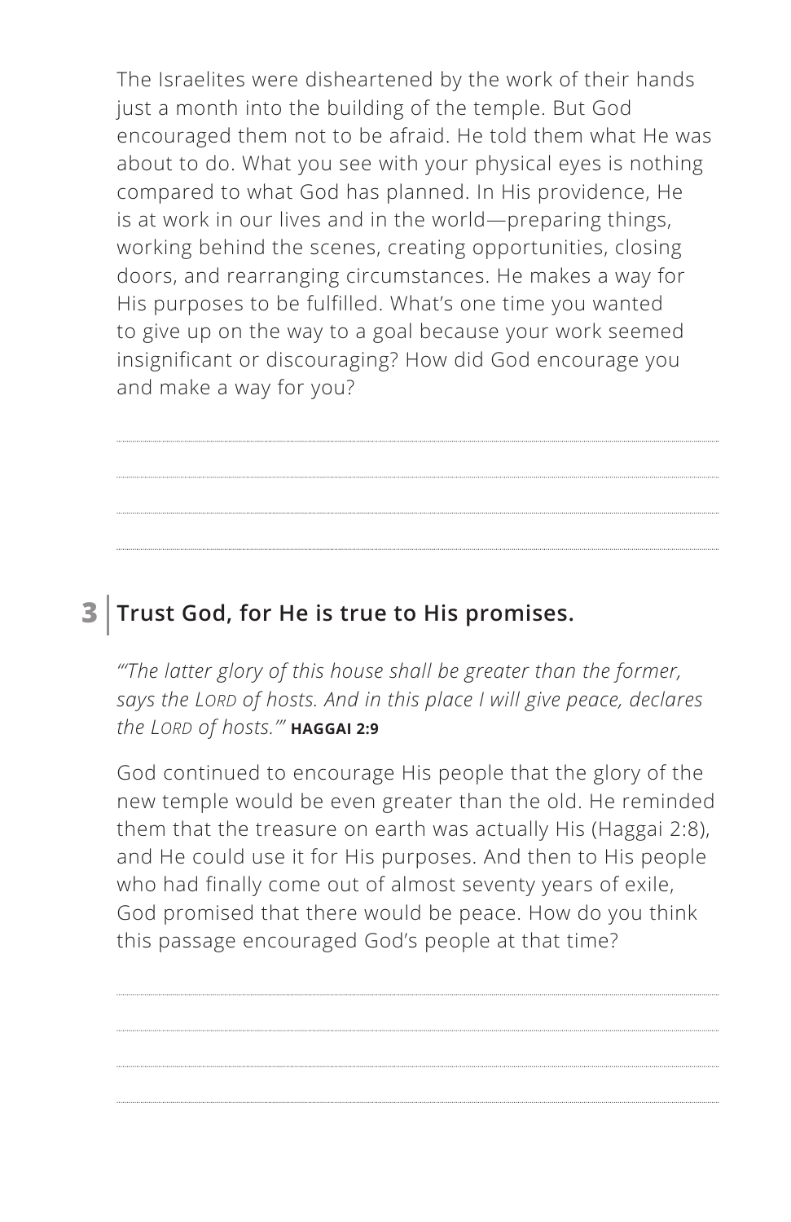The Israelites were disheartened by the work of their hands just a month into the building of the temple. But God encouraged them not to be afraid. He told them what He was about to do. What you see with your physical eyes is nothing compared to what God has planned. In His providence, He is at work in our lives and in the world—preparing things, working behind the scenes, creating opportunities, closing doors, and rearranging circumstances. He makes a way for His purposes to be fulfilled. What's one time you wanted to give up on the way to a goal because your work seemed insignificant or discouraging? How did God encourage you and make a way for you?

## 3 | Trust God, for He is true to His promises.

*"'The latter glory of this house shall be greater than the former, says the LORD of hosts. And in this place I will give peace, declares the LORD of hosts.'"* **HAGGAI 2:9**

God continued to encourage His people that the glory of the new temple would be even greater than the old. He reminded them that the treasure on earth was actually His (Haggai 2:8), and He could use it for His purposes. And then to His people who had finally come out of almost seventy years of exile, God promised that there would be peace. How do you think this passage encouraged God's people at that time?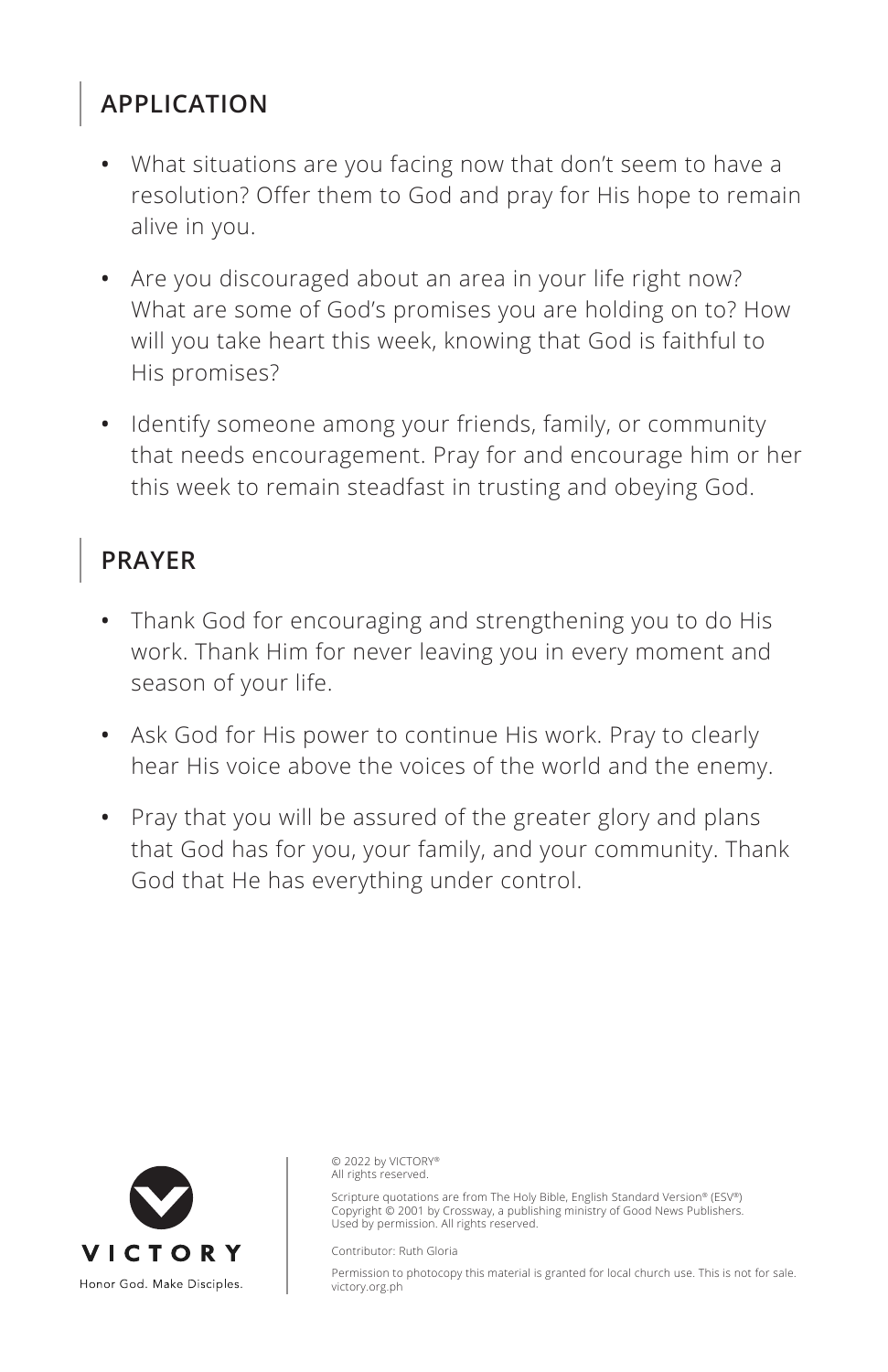## APPLICATION

- What situations are you facing now that don't seem to have a resolution? Offer them to God and pray for His hope to remain alive in you.
- Are you discouraged about an area in your life right now? What are some of God's promises you are holding on to? How will you take heart this week, knowing that God is faithful to His promises?
- Identify someone among your friends, family, or community that needs encouragement. Pray for and encourage him or her this week to remain steadfast in trusting and obeying God.

## PRAYER

- Thank God for encouraging and strengthening you to do His work. Thank Him for never leaving you in every moment and season of your life.
- Ask God for His power to continue His work. Pray to clearly hear His voice above the voices of the world and the enemy.
- Pray that you will be assured of the greater glory and plans that God has for you, your family, and your community. Thank God that He has everything under control.

VICTORY

Honor God. Make Disciples.

© 2022 by VICTORY®
All rights reserved.

Scripture quotations are from The Holy Bible, English Standard Version® (ESV®) Copyright © 2001 by Crossway, a publishing ministry of Good News Publishers. Used by permission. All rights reserved.

Contributor: Ruth Gloria

Permission to photocopy this material is granted for local church use. This is not for sale.
victory.org.ph